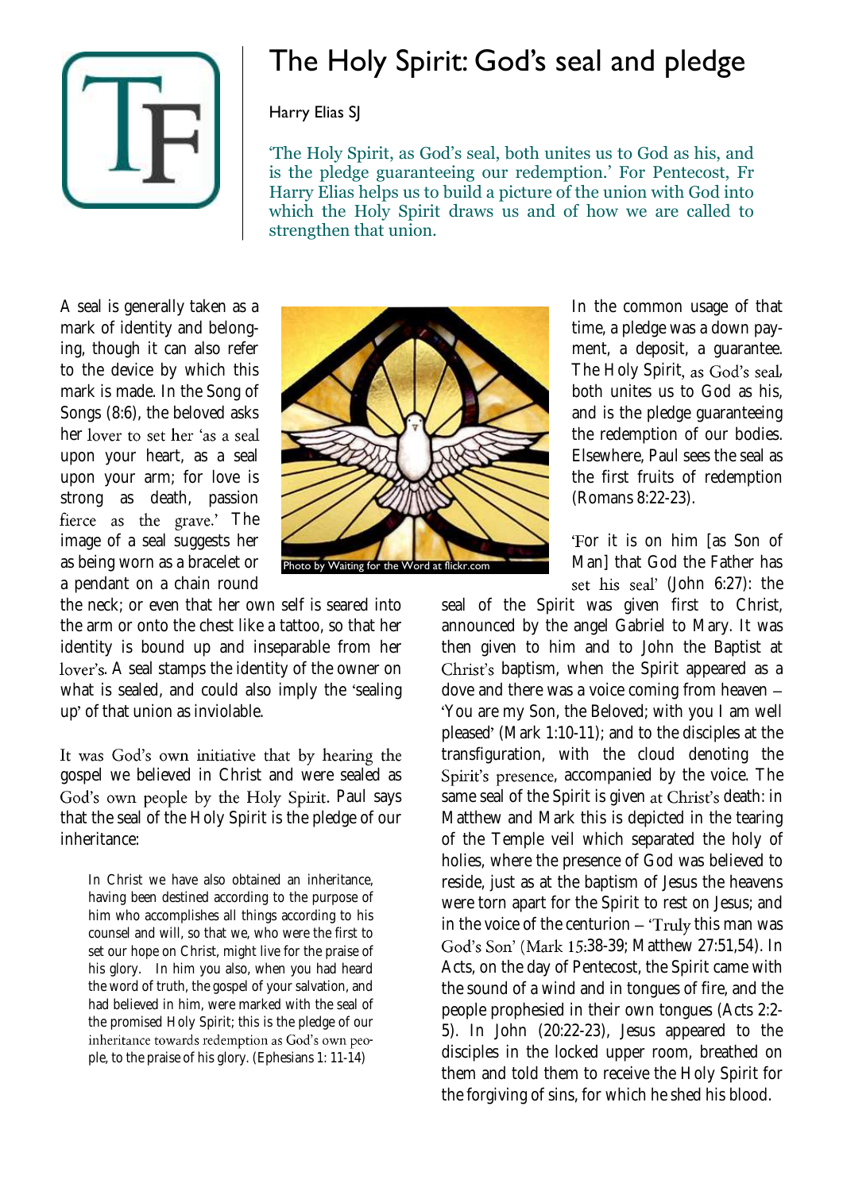# The Holy Spirit: God's seal and pledge

Harry Elias SJ

'The Holy Spirit, as God's seal, both unites us to God as his, and is the pledge guaranteeing our redemption.' For Pentecost, Fr Harry Elias helps us to build a picture of the union with God into which the Holy Spirit draws us and of how we are called to strengthen that union.

A seal is generally taken as a mark of identity and belonging, though it can also refer to the device by which this mark is made. In the Song of Songs (8:6), the beloved asks her lover to set her 'as a seal upon your heart, as a seal upon your arm; for love is strong as death, passion fierce as the grave.' The image of a seal suggests her as being worn as a bracelet or a pendant on a chain round the neck; or even that her own self is seared into the arm or onto the chest like a tattoo, so that her identity is bound up and inseparable from her lover's. A seal stamps the identity of the owner on what is sealed, and could also imply the 'sealing up' of that union as inviolable.

Photo by Waiting for the Word at flickr.com

It was God's own initiative that by hearing the gospel we believed in Christ and were sealed as God's own people by the Holy Spirit. Paul says that the seal of the Holy Spirit is the pledge of our inheritance:

> In Christ we have also obtained an inheritance, having been destined according to the purpose of him who accomplishes all things according to his counsel and will, so that we, who were the first to set our hope on Christ, might live for the praise of his glory. In him you also, when you had heard the word of truth, the gospel of your salvation, and had believed in him, were marked with the seal of the promised Holy Spirit; this is the pledge of our inheritance towards redemption as God's own people, to the praise of his glory. (Ephesians 1: 11-14)

In the common usage of that time, a pledge was a down payment, a deposit, a guarantee. The Holy Spirit, as God's seal, both unites us to God as his, and is the pledge guaranteeing the redemption of our bodies. Elsewhere, Paul sees the seal as the first fruits of redemption (Romans 8:22-23).

'For it is on him [as Son of Man] that God the Father has set his seal' (John 6:27): the seal of the Spirit was given first to Christ, announced by the angel Gabriel to Mary. It was then given to him and to John the Baptist at Christ's baptism, when the Spirit appeared as a dove and there was a voice coming from heaven – 'You are my Son, the Beloved; with you I am well pleased' (Mark 1:10-11); and to the disciples at the transfiguration, with the cloud denoting the Spirit's presence, accompanied by the voice. The same seal of the Spirit is given at Christ's death: in Matthew and Mark this is depicted in the tearing of the Temple veil which separated the holy of holies, where the presence of God was believed to reside, just as at the baptism of Jesus the heavens were torn apart for the Spirit to rest on Jesus; and in the voice of the centurion – 'Truly this man was God's Son' (Mark 15:38-39; Matthew 27:51,54). In Acts, on the day of Pentecost, the Spirit came with the sound of a wind and in tongues of fire, and the people prophesied in their own tongues (Acts 2:2-5). In John (20:22-23), Jesus appeared to the disciples in the locked upper room, breathed on them and told them to receive the Holy Spirit for the forgiving of sins, for which he shed his blood.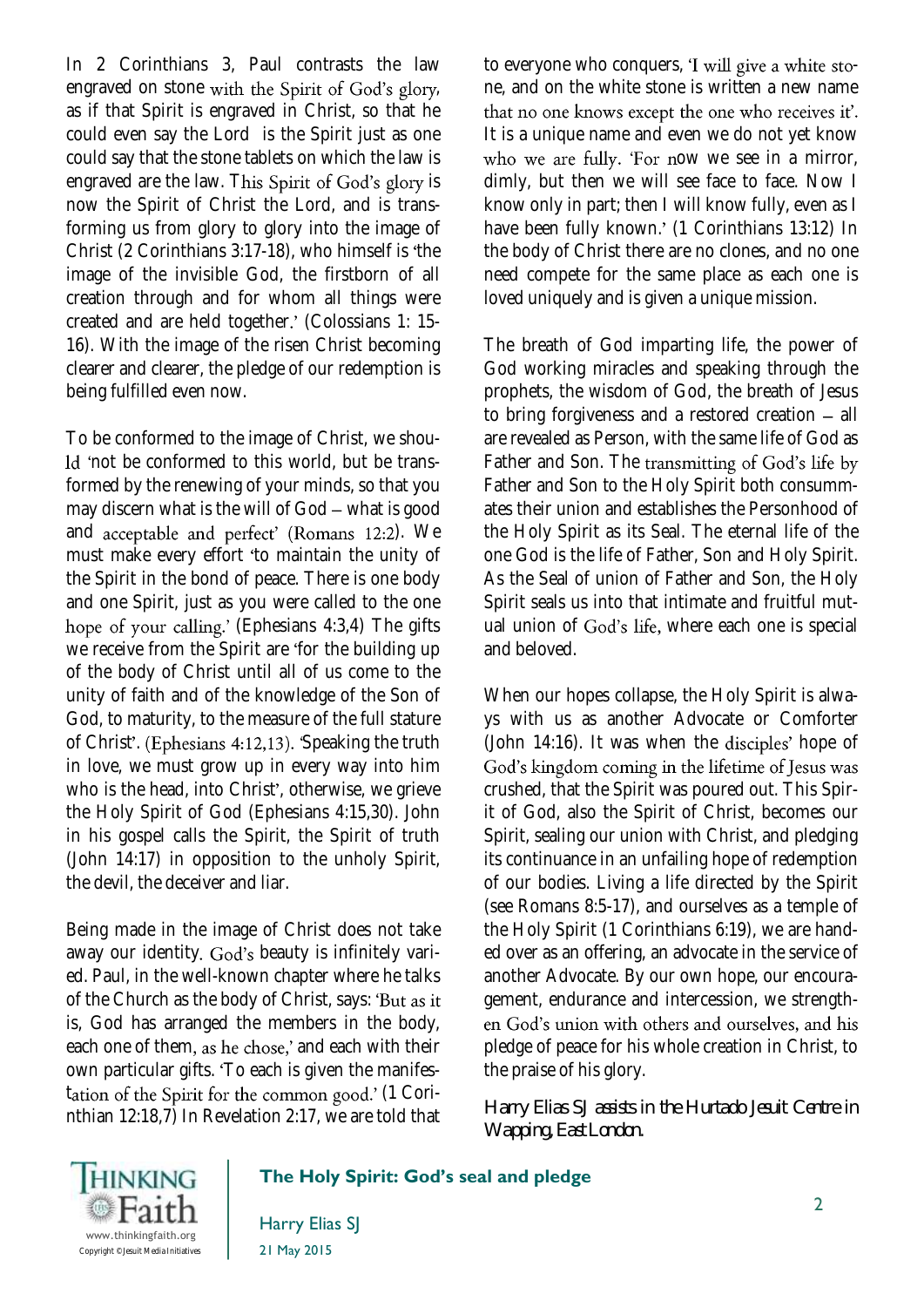In 2 Corinthians 3, Paul contrasts the law engraved on stone with the Spirit of God's glory, as if that Spirit is engraved in Christ, so that he could even say the Lord is the Spirit just as one could say that the stone tablets on which the law is engraved are the law. This Spirit of God's glory is now the Spirit of Christ the Lord, and is transforming us from glory to glory into the image of Christ (2 Corinthians 3:17-18), who himself is 'the image of the invisible God, the firstborn of all creation through and for whom all things were created and are held together.' (Colossians 1: 15-16). With the image of the risen Christ becoming clearer and clearer, the pledge of our redemption is being fulfilled even now.

To be conformed to the image of Christ, we should 'not be conformed to this world, but be transformed by the renewing of your minds, so that you may discern what is the will of God – what is good and acceptable and perfect' (Romans 12:2). We must make every effort 'to maintain the unity of the Spirit in the bond of peace. There is one body and one Spirit, just as you were called to the one hope of your calling.' (Ephesians 4:3,4) The gifts we receive from the Spirit are 'for the building up of the body of Christ until all of us come to the unity of faith and of the knowledge of the Son of God, to maturity, to the measure of the full stature of Christ'. (Ephesians 4:12,13). 'Speaking the truth in love, we must grow up in every way into him who is the head, into Christ', otherwise, we grieve the Holy Spirit of God (Ephesians 4:15,30). John in his gospel calls the Spirit, the Spirit of truth (John 14:17) in opposition to the unholy Spirit, the devil, the deceiver and liar.

Being made in the image of Christ does not take away our identity. God's beauty is infinitely varied. Paul, in the well-known chapter where he talks of the Church as the body of Christ, says: 'But as it is, God has arranged the members in the body, each one of them, as he chose,' and each with their own particular gifts. 'To each is given the manifestation of the Spirit for the common good.' (1 Corinthian 12:18,7) In Revelation 2:17, we are told that to everyone who conquers, 'I will give a white stone, and on the white stone is written a new name that no one knows except the one who receives it'. It is a unique name and even we do not yet know who we are fully. 'For now we see in a mirror, dimly, but then we will see face to face. Now I know only in part; then I will know fully, even as I have been fully known.' (1 Corinthians 13:12) In the body of Christ there are no clones, and no one need compete for the same place as each one is loved uniquely and is given a unique mission.

The breath of God imparting life, the power of God working miracles and speaking through the prophets, the wisdom of God, the breath of Jesus to bring forgiveness and a restored creation – all are revealed as Person, with the same life of God as Father and Son. The transmitting of God's life by Father and Son to the Holy Spirit both consummates their union and establishes the Personhood of the Holy Spirit as its Seal. The eternal life of the one God is the life of Father, Son and Holy Spirit. As the Seal of union of Father and Son, the Holy Spirit seals us into that intimate and fruitful mutual union of God's life, where each one is special and beloved.

When our hopes collapse, the Holy Spirit is always with us as another Advocate or Comforter (John 14:16). It was when the disciples' hope of God's kingdom coming in the lifetime of Jesus was crushed, that the Spirit was poured out. This Spirit of God, also the Spirit of Christ, becomes our Spirit, sealing our union with Christ, and pledging its continuance in an unfailing hope of redemption of our bodies. Living a life directed by the Spirit (see Romans 8:5-17), and ourselves as a temple of the Holy Spirit (1 Corinthians 6:19), we are handed over as an offering, an advocate in the service of another Advocate. By our own hope, our encouragement, endurance and intercession, we strengthen God's union with others and ourselves, and his pledge of peace for his whole creation in Christ, to the praise of his glory.

*Harry Elias SJ assists in the Hurtado Jesuit Centre in Wapping, East London.*